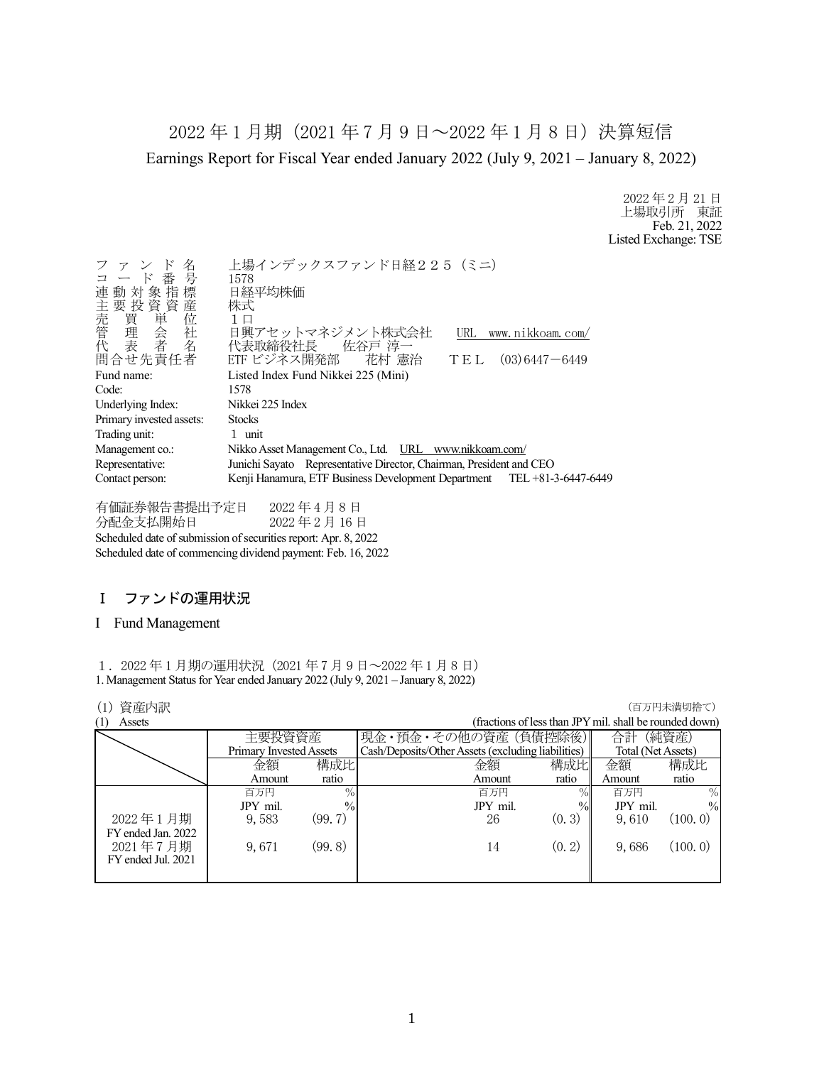# 2022 年 1 月期（2021 年 7 月 9 日～2022 年 1 月 8 日）決算短信

Earnings Report for Fiscal Year ended January 2022 (July 9, 2021 – January 8, 2022)

2022 年 2 月 21 日
上場取引所　東証
Feb. 21, 2022
Listed Exchange: TSE

| | |
|---|---|
| ファンド名 | 上場インデックスファンド日経２２５（ミニ） |
| コード番号 | 1578 |
| 連動対象指標 | 日経平均株価 |
| 主要投資資産 | 株式 |
| 売買単位 | １口 |
| 管理会社 | 日興アセットマネジメント株式会社　URL　www.nikkoam.com/ |
| 代表者名 | 代表取締役社長　佐谷戸 淳一 |
| 問合せ先責任者 | ETF ビジネス開発部　花村 憲治　ＴＥＬ　(03)6447－6449 |
| Fund name: | Listed Index Fund Nikkei 225 (Mini) |
| Code: | 1578 |
| Underlying Index: | Nikkei 225 Index |
| Primary invested assets: | Stocks |
| Trading unit: | 1 unit |
| Management co.: | Nikko Asset Management Co., Ltd.　URL　www.nikkoam.com/ |
| Representative: | Junichi Sayato　Representative Director, Chairman, President and CEO |
| Contact person: | Kenji Hanamura, ETF Business Development Department　TEL +81-3-6447-6449 |

有価証券報告書提出予定日　2022 年 4 月 8 日
分配金支払開始日　2022 年 2 月 16 日
Scheduled date of submission of securities report: Apr. 8, 2022
Scheduled date of commencing dividend payment: Feb. 16, 2022

## Ⅰ　ファンドの運用状況

## I　Fund Management

１．2022 年 1 月期の運用状況（2021 年 7 月 9 日～2022 年 1 月 8 日）
1. Management Status for Year ended January 2022 (July 9, 2021 – January 8, 2022)

(1) 資産内訳　（百万円未満切捨て）
(1) Assets　(fractions of less than JPY mil. shall be rounded down)

| | 主要投資資産 Primary Invested Assets | | 現金・預金・その他の資産（負債控除後） Cash/Deposits/Other Assets (excluding liabilities) | | 合計（純資産） Total (Net Assets) | |
|---|---|---|---|---|---|---|
| | 金額 Amount | 構成比 ratio | 金額 Amount | 構成比 ratio | 金額 Amount | 構成比 ratio |
| | 百万円 JPY mil. | % | 百万円 JPY mil. | % | 百万円 JPY mil. | % |
| 2022 年 1 月期 FY ended Jan. 2022 | 9,583 | (99.7) | 26 | (0.3) | 9,610 | (100.0) |
| 2021 年 7 月期 FY ended Jul. 2021 | 9,671 | (99.8) | 14 | (0.2) | 9,686 | (100.0) |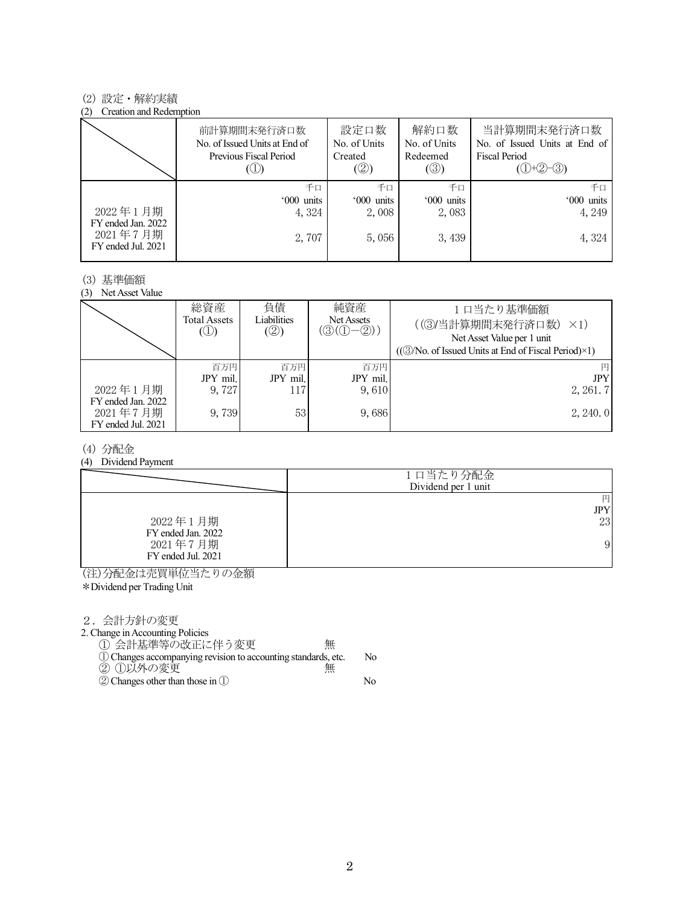(2) 設定・解約実績
(2) Creation and Redemption

| | 前計算期間末発行済口数 No. of Issued Units at End of Previous Fiscal Period (①) | 設定口数 No. of Units Created (②) | 解約口数 No. of Units Redeemed (③) | 当計算期間末発行済口数 No. of Issued Units at End of Fiscal Period (①+②−③) |
|---|---|---|---|---|
| | 千口 '000 units | 千口 '000 units | 千口 '000 units | 千口 '000 units |
| 2022年1月期 FY ended Jan. 2022 | 4,324 | 2,008 | 2,083 | 4,249 |
| 2021年7月期 FY ended Jul. 2021 | 2,707 | 5,056 | 3,439 | 4,324 |

(3) 基準価額
(3) Net Asset Value

| | 総資産 Total Assets (①) | 負債 Liabilities (②) | 純資産 Net Assets (③(①−②)) | 1口当たり基準価額 ((③/当計算期間末発行済口数) ×1) Net Asset Value per 1 unit ((③/No. of Issued Units at End of Fiscal Period)×1) |
|---|---|---|---|---|
| | 百万円 JPY mil. | 百万円 JPY mil. | 百万円 JPY mil. | 円 JPY |
| 2022年1月期 FY ended Jan. 2022 | 9,727 | 117 | 9,610 | 2,261.7 |
| 2021年7月期 FY ended Jul. 2021 | 9,739 | 53 | 9,686 | 2,240.0 |

(4) 分配金
(4) Dividend Payment

| | 1口当たり分配金 Dividend per 1 unit |
|---|---|
| | 円 JPY |
| 2022年1月期 FY ended Jan. 2022 | 23 |
| 2021年7月期 FY ended Jul. 2021 | 9 |

(注)分配金は売買単位当たりの金額
*Dividend per Trading Unit

2．会計方針の変更
2. Change in Accounting Policies

① 会計基準等の改正に伴う変更　無
① Changes accompanying revision to accounting standards, etc.　No
② ①以外の変更　無
② Changes other than those in ①　No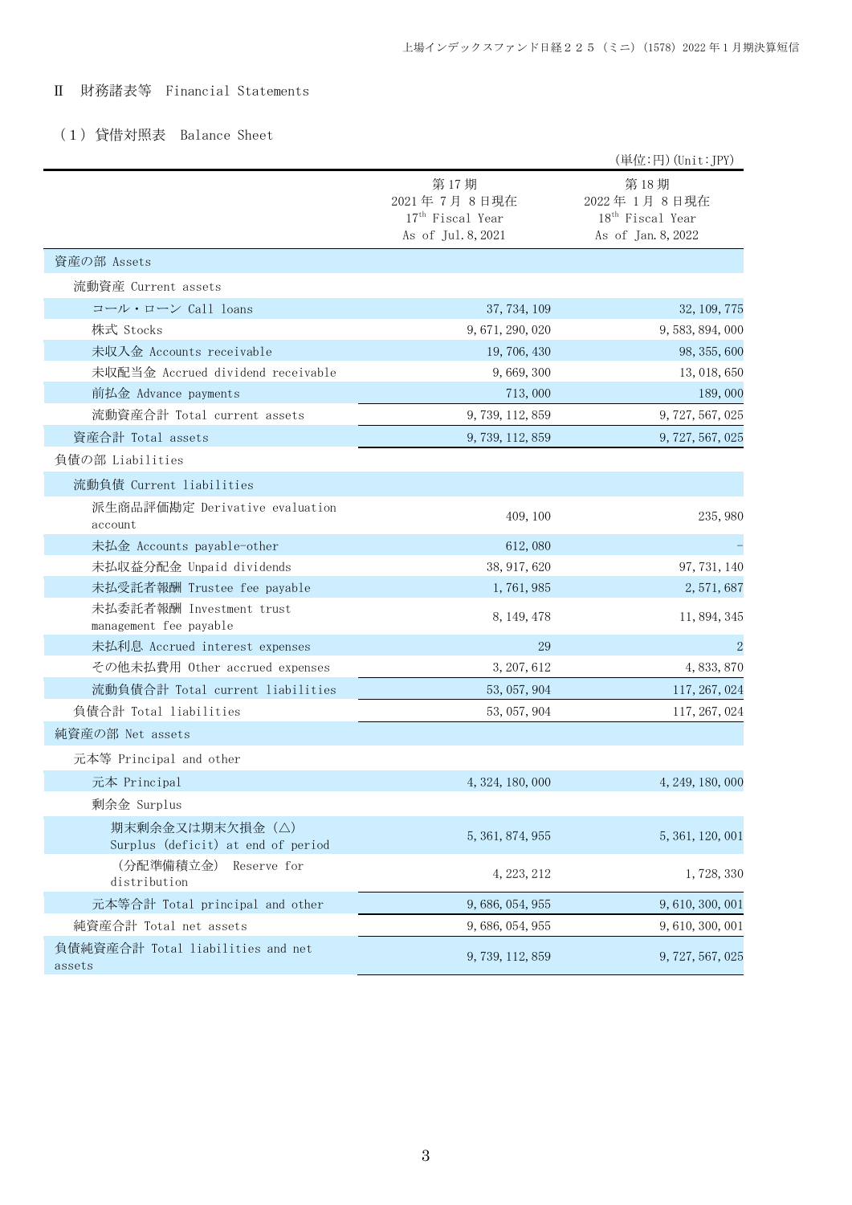## Ⅱ　財務諸表等　Financial Statements

### （１）貸借対照表　Balance Sheet

（単位:円）(Unit:JPY)

| | 第 17 期<br>2021 年 7 月 8 日現在<br>17th Fiscal Year<br>As of Jul. 8, 2021 | 第 18 期<br>2022 年 1 月 8 日現在<br>18th Fiscal Year<br>As of Jan. 8, 2022 |
|---|---|---|
| 資産の部 Assets | | |
| 流動資産 Current assets | | |
| コール・ローン Call loans | 37, 734, 109 | 32, 109, 775 |
| 株式 Stocks | 9, 671, 290, 020 | 9, 583, 894, 000 |
| 未収入金 Accounts receivable | 19, 706, 430 | 98, 355, 600 |
| 未収配当金 Accrued dividend receivable | 9, 669, 300 | 13, 018, 650 |
| 前払金 Advance payments | 713, 000 | 189, 000 |
| 流動資産合計 Total current assets | 9, 739, 112, 859 | 9, 727, 567, 025 |
| 資産合計 Total assets | 9, 739, 112, 859 | 9, 727, 567, 025 |
| 負債の部 Liabilities | | |
| 流動負債 Current liabilities | | |
| 派生商品評価勘定 Derivative evaluation account | 409, 100 | 235, 980 |
| 未払金 Accounts payable-other | 612, 080 | - |
| 未払収益分配金 Unpaid dividends | 38, 917, 620 | 97, 731, 140 |
| 未払受託者報酬 Trustee fee payable | 1, 761, 985 | 2, 571, 687 |
| 未払委託者報酬 Investment trust management fee payable | 8, 149, 478 | 11, 894, 345 |
| 未払利息 Accrued interest expenses | 29 | 2 |
| その他未払費用 Other accrued expenses | 3, 207, 612 | 4, 833, 870 |
| 流動負債合計 Total current liabilities | 53, 057, 904 | 117, 267, 024 |
| 負債合計 Total liabilities | 53, 057, 904 | 117, 267, 024 |
| 純資産の部 Net assets | | |
| 元本等 Principal and other | | |
| 元本 Principal | 4, 324, 180, 000 | 4, 249, 180, 000 |
| 剰余金 Surplus | | |
| 期末剰余金又は期末欠損金（△） Surplus (deficit) at end of period | 5, 361, 874, 955 | 5, 361, 120, 001 |
| （分配準備積立金） Reserve for distribution | 4, 223, 212 | 1, 728, 330 |
| 元本等合計 Total principal and other | 9, 686, 054, 955 | 9, 610, 300, 001 |
| 純資産合計 Total net assets | 9, 686, 054, 955 | 9, 610, 300, 001 |
| 負債純資産合計 Total liabilities and net assets | 9, 739, 112, 859 | 9, 727, 567, 025 |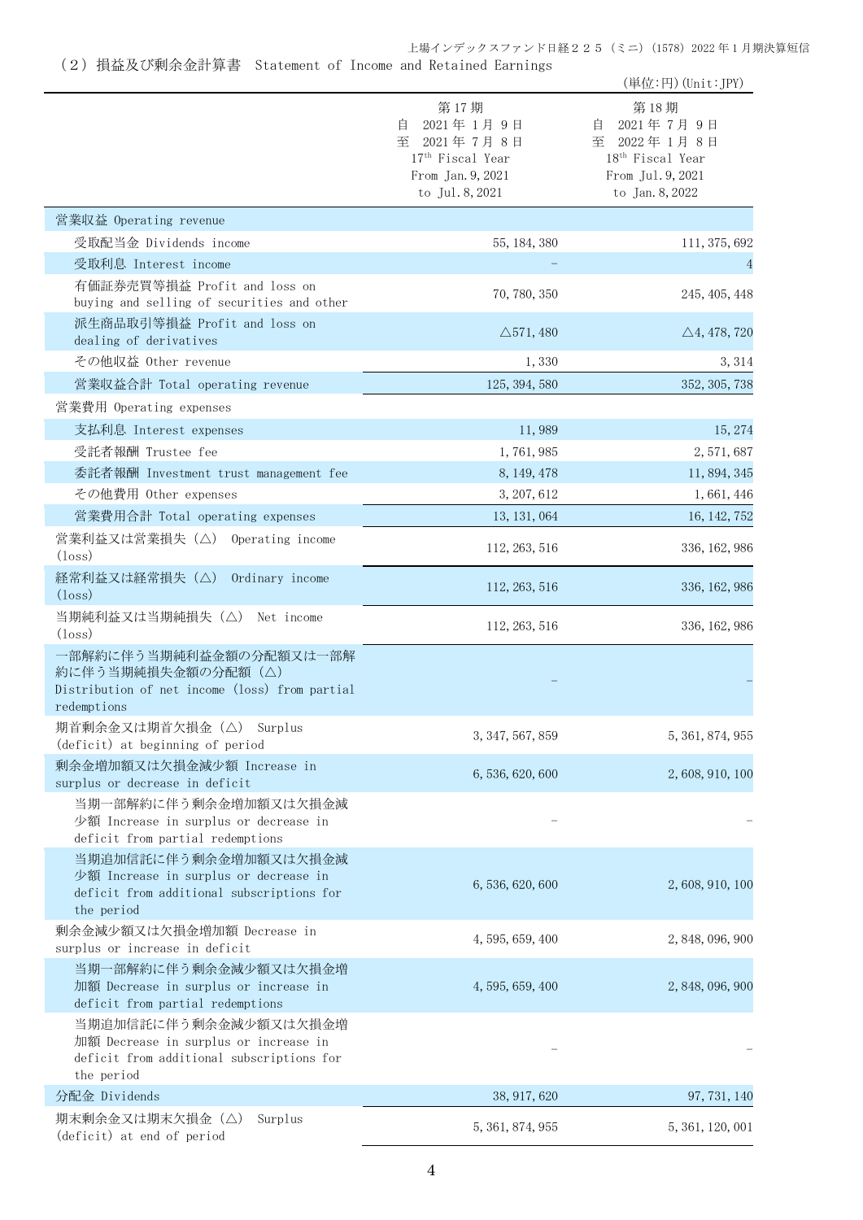（２）損益及び剰余金計算書　Statement of Income and Retained Earnings

（単位:円）(Unit:JPY)

| | 第17期<br>自　2021年１月９日<br>至　2021年７月８日<br>17th Fiscal Year<br>From Jan.9,2021<br>to Jul.8,2021 | 第18期<br>自　2021年７月９日<br>至　2022年１月８日<br>18th Fiscal Year<br>From Jul.9,2021<br>to Jan.8,2022 |
|---|---|---|
| 営業収益 Operating revenue | | |
| 受取配当金 Dividends income | 55,184,380 | 111,375,692 |
| 受取利息 Interest income | – | 4 |
| 有価証券売買等損益 Profit and loss on buying and selling of securities and other | 70,780,350 | 245,405,448 |
| 派生商品取引等損益 Profit and loss on dealing of derivatives | △571,480 | △4,478,720 |
| その他収益 Other revenue | 1,330 | 3,314 |
| 営業収益合計 Total operating revenue | 125,394,580 | 352,305,738 |
| 営業費用 Operating expenses | | |
| 支払利息 Interest expenses | 11,989 | 15,274 |
| 受託者報酬 Trustee fee | 1,761,985 | 2,571,687 |
| 委託者報酬 Investment trust management fee | 8,149,478 | 11,894,345 |
| その他費用 Other expenses | 3,207,612 | 1,661,446 |
| 営業費用合計 Total operating expenses | 13,131,064 | 16,142,752 |
| 営業利益又は営業損失（△） Operating income (loss) | 112,263,516 | 336,162,986 |
| 経常利益又は経常損失（△） Ordinary income (loss) | 112,263,516 | 336,162,986 |
| 当期純利益又は当期純損失（△） Net income (loss) | 112,263,516 | 336,162,986 |
| 一部解約に伴う当期純利益金額の分配額又は一部解約に伴う当期純損失金額の分配額（△） Distribution of net income (loss) from partial redemptions | – | – |
| 期首剰余金又は期首欠損金（△） Surplus (deficit) at beginning of period | 3,347,567,859 | 5,361,874,955 |
| 剰余金増加額又は欠損金減少額 Increase in surplus or decrease in deficit | 6,536,620,600 | 2,608,910,100 |
| 当期一部解約に伴う剰余金増加額又は欠損金減少額 Increase in surplus or decrease in deficit from partial redemptions | – | – |
| 当期追加信託に伴う剰余金増加額又は欠損金減少額 Increase in surplus or decrease in deficit from additional subscriptions for the period | 6,536,620,600 | 2,608,910,100 |
| 剰余金減少額又は欠損金増加額 Decrease in surplus or increase in deficit | 4,595,659,400 | 2,848,096,900 |
| 当期一部解約に伴う剰余金減少額又は欠損金増加額 Decrease in surplus or increase in deficit from partial redemptions | 4,595,659,400 | 2,848,096,900 |
| 当期追加信託に伴う剰余金減少額又は欠損金増加額 Decrease in surplus or increase in deficit from additional subscriptions for the period | – | – |
| 分配金 Dividends | 38,917,620 | 97,731,140 |
| 期末剰余金又は期末欠損金（△） Surplus (deficit) at end of period | 5,361,874,955 | 5,361,120,001 |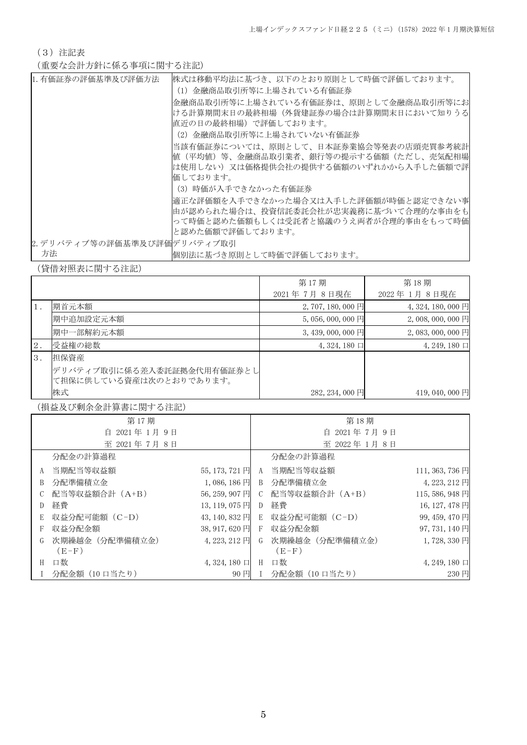（3）注記表

（重要な会計方針に係る事項に関する注記）

| | |
|---|---|
| 1.有価証券の評価基準及び評価方法 | 株式は移動平均法に基づき、以下のとおり原則として時価で評価しております。<br>(1) 金融商品取引所等に上場されている有価証券<br>金融商品取引所等に上場されている有価証券は、原則として金融商品取引所等における計算期間末日の最終相場（外貨建証券の場合は計算期間末日において知りうる直近の日の最終相場）で評価しております。<br>(2) 金融商品取引所等に上場されていない有価証券<br>当該有価証券については、原則として、日本証券業協会等発表の店頭売買参考統計値（平均値）等、金融商品取引業者、銀行等の提示する価額（ただし、売気配相場は使用しない）又は価格提供会社の提供する価額のいずれかから入手した価額で評価しております。<br>(3) 時価が入手できなかった有価証券<br>適正な評価額を入手できなかった場合又は入手した評価額が時価と認定できない事由が認められた場合は、投資信託委託会社が忠実義務に基づいて合理的な事由をもって時価と認めた価額もしくは受託者と協議のうえ両者が合理的事由をもって時価と認めた価額で評価しております。 |
| 2.デリバティブ等の評価基準及び評価方法 | デリバティブ取引<br>個別法に基づき原則として時価で評価しております。 |

（貸借対照表に関する注記）

| | | 第17期<br>2021年 7月 8日現在 | 第18期<br>2022年 1月 8日現在 |
|---|---|---|---|
| 1. | 期首元本額 | 2,707,180,000円 | 4,324,180,000円 |
| | 期中追加設定元本額 | 5,056,000,000円 | 2,008,000,000円 |
| | 期中一部解約元本額 | 3,439,000,000円 | 2,083,000,000円 |
| 2. | 受益権の総数 | 4,324,180口 | 4,249,180口 |
| 3. | 担保資産<br>デリバティブ取引に係る差入委託証拠金代用有価証券として担保に供している資産は次のとおりであります。 | | |
| | 株式 | 282,234,000円 | 419,040,000円 |

（損益及び剰余金計算書に関する注記）

| 第17期<br>自 2021年 1月 9日<br>至 2021年 7月 8日 | | | 第18期<br>自 2021年 7月 9日<br>至 2022年 1月 8日 | | |
|---|---|---|---|---|---|
| | 分配金の計算過程 | | | 分配金の計算過程 | |
| A | 当期配当等収益額 | 55,173,721円 | A | 当期配当等収益額 | 111,363,736円 |
| B | 分配準備積立金 | 1,086,186円 | B | 分配準備積立金 | 4,223,212円 |
| C | 配当等収益額合計（A+B） | 56,259,907円 | C | 配当等収益額合計（A+B） | 115,586,948円 |
| D | 経費 | 13,119,075円 | D | 経費 | 16,127,478円 |
| E | 収益分配可能額（C-D） | 43,140,832円 | E | 収益分配可能額（C-D） | 99,459,470円 |
| F | 収益分配金額 | 38,917,620円 | F | 収益分配金額 | 97,731,140円 |
| G | 次期繰越金（分配準備積立金）（E-F） | 4,223,212円 | G | 次期繰越金（分配準備積立金）（E-F） | 1,728,330円 |
| H | 口数 | 4,324,180口 | H | 口数 | 4,249,180口 |
| I | 分配金額（10口当たり） | 90円 | I | 分配金額（10口当たり） | 230円 |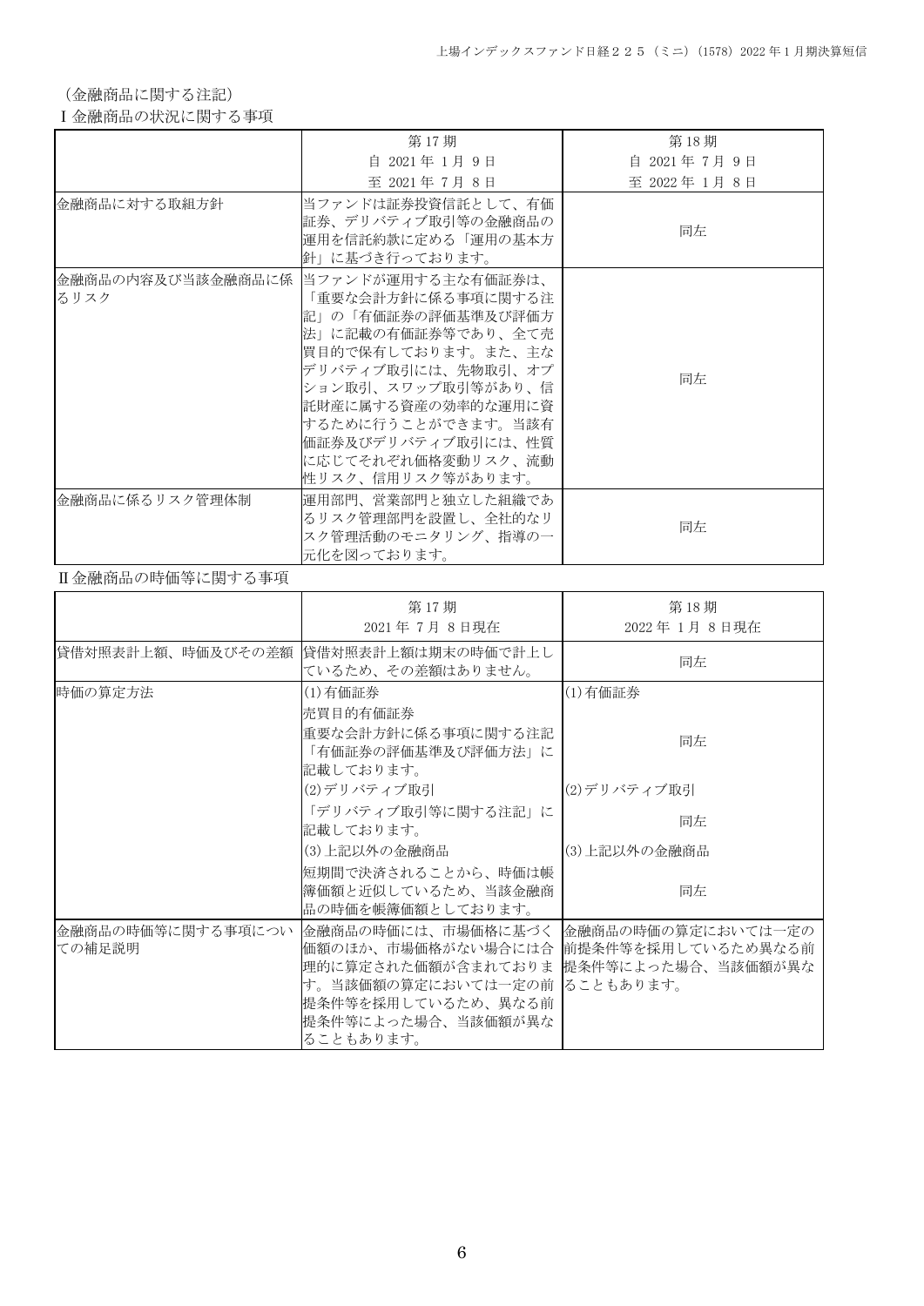（金融商品に関する注記）

Ⅰ金融商品の状況に関する事項

| | 第 17 期<br>自 2021 年 1 月 9 日<br>至 2021 年 7 月 8 日 | 第 18 期<br>自 2021 年 7 月 9 日<br>至 2022 年 1 月 8 日 |
|---|---|---|
| 金融商品に対する取組方針 | 当ファンドは証券投資信託として、有価証券、デリバティブ取引等の金融商品の運用を信託約款に定める「運用の基本方針」に基づき行っております。 | 同左 |
| 金融商品の内容及び当該金融商品に係るリスク | 当ファンドが運用する主な有価証券は、「重要な会計方針に係る事項に関する注記」の「有価証券の評価基準及び評価方法」に記載の有価証券等であり、全て売買目的で保有しております。また、主なデリバティブ取引には、先物取引、オプション取引、スワップ取引等があり、信託財産に属する資産の効率的な運用に資するために行うことができます。当該有価証券及びデリバティブ取引には、性質に応じてそれぞれ価格変動リスク、流動性リスク、信用リスク等があります。 | 同左 |
| 金融商品に係るリスク管理体制 | 運用部門、営業部門と独立した組織であるリスク管理部門を設置し、全社的なリスク管理活動のモニタリング、指導の一元化を図っております。 | 同左 |

Ⅱ金融商品の時価等に関する事項

| | 第 17 期<br>2021 年 7 月 8 日現在 | 第 18 期<br>2022 年 1 月 8 日現在 |
|---|---|---|
| 貸借対照表計上額、時価及びその差額 | 貸借対照表計上額は期末の時価で計上しているため、その差額はありません。 | 同左 |
| 時価の算定方法 | (1)有価証券<br>売買目的有価証券<br>重要な会計方針に係る事項に関する注記「有価証券の評価基準及び評価方法」に記載しております。<br>(2)デリバティブ取引<br>「デリバティブ取引等に関する注記」に記載しております。<br>(3)上記以外の金融商品<br>短期間で決済されることから、時価は帳簿価額と近似しているため、当該金融商品の時価を帳簿価額としております。 | (1)有価証券<br>同左<br>(2)デリバティブ取引<br>同左<br>(3)上記以外の金融商品<br>同左 |
| 金融商品の時価等に関する事項についての補足説明 | 金融商品の時価には、市場価格に基づく価額のほか、市場価格がない場合には合理的に算定された価額が含まれております。当該価額の算定においては一定の前提条件等を採用しているため、異なる前提条件等によった場合、当該価額が異なることもあります。 | 金融商品の時価の算定においては一定の前提条件等を採用しているため異なる前提条件等によった場合、当該価額が異なることもあります。 |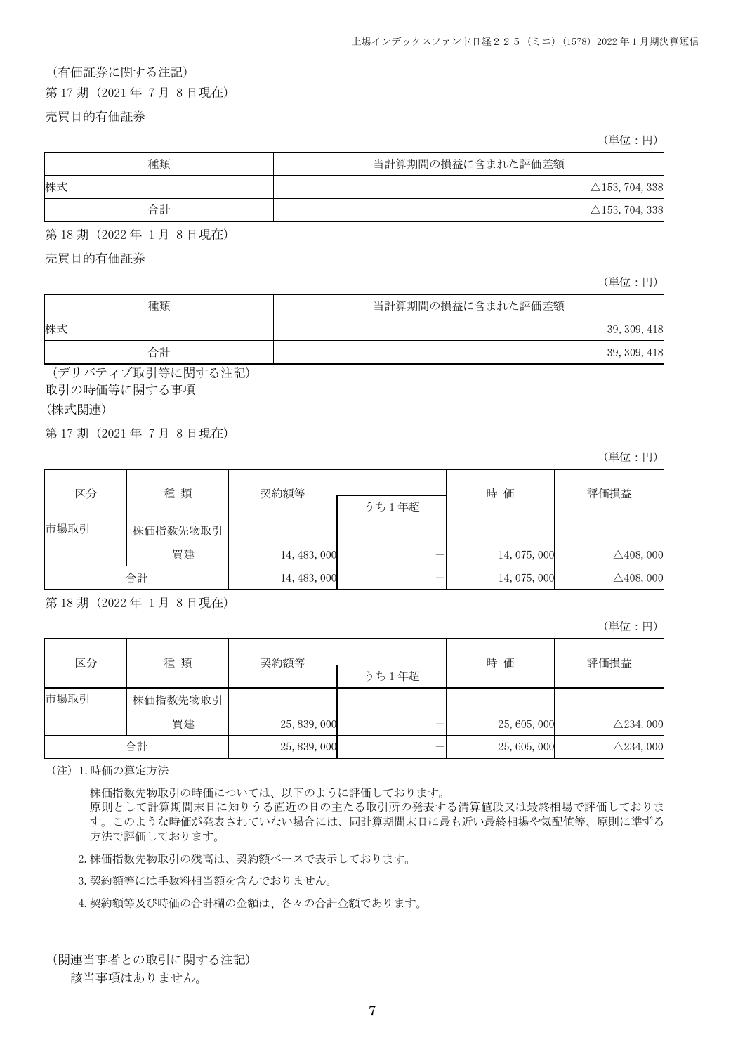（有価証券に関する注記）

第17期（2021年 7月 8日現在）

売買目的有価証券

（単位：円）

| 種類 | 当計算期間の損益に含まれた評価差額 |
| --- | --- |
| 株式 | △153, 704, 338 |
| 合計 | △153, 704, 338 |

第18期（2022年 1月 8日現在）

売買目的有価証券

（単位：円）

| 種類 | 当計算期間の損益に含まれた評価差額 |
| --- | --- |
| 株式 | 39, 309, 418 |
| 合計 | 39, 309, 418 |

（デリバティブ取引等に関する注記）

取引の時価等に関する事項

（株式関連）

第17期（2021年 7月 8日現在）

（単位：円）

| 区分 | 種 類 | 契約額等 | | 時 価 | 評価損益 |
| --- | --- | --- | --- | --- | --- |
| | | | うち1年超 | | |
| 市場取引 | 株価指数先物取引 | | | | |
| | 買建 | 14, 483, 000 | － | 14, 075, 000 | △408, 000 |
| 合計 | | 14, 483, 000 | － | 14, 075, 000 | △408, 000 |

第18期（2022年 1月 8日現在）

（単位：円）

| 区分 | 種 類 | 契約額等 | | 時 価 | 評価損益 |
| --- | --- | --- | --- | --- | --- |
| | | | うち1年超 | | |
| 市場取引 | 株価指数先物取引 | | | | |
| | 買建 | 25, 839, 000 | － | 25, 605, 000 | △234, 000 |
| 合計 | | 25, 839, 000 | － | 25, 605, 000 | △234, 000 |

（注）1.時価の算定方法

株価指数先物取引の時価については、以下のように評価しております。
原則として計算期間末日に知りうる直近の日の主たる取引所の発表する清算値段又は最終相場で評価しております。このような時価が発表されていない場合には、同計算期間末日に最も近い最終相場や気配値等、原則に準ずる方法で評価しております。

2.株価指数先物取引の残高は、契約額ベースで表示しております。

3.契約額等には手数料相当額を含んでおりません。

4.契約額等及び時価の合計欄の金額は、各々の合計金額であります。

（関連当事者との取引に関する注記）

該当事項はありません。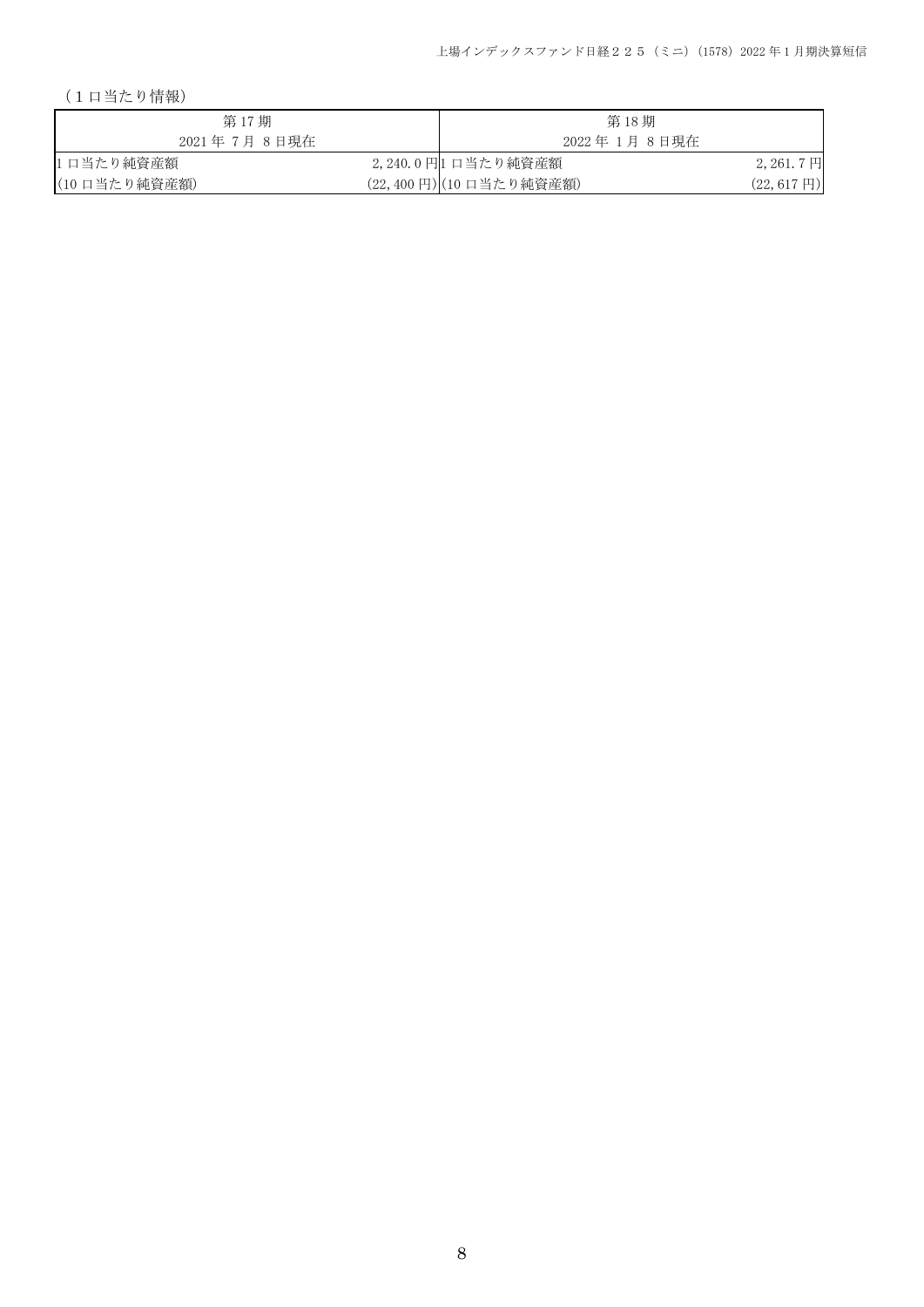（１口当たり情報）

| 第17期<br>2021年 7月 8日現在 | | 第18期<br>2022年 1月 8日現在 | |
|---|---|---|---|
| 1口当たり純資産額 | 2,240.0円 | 1口当たり純資産額 | 2,261.7円 |
| (10口当たり純資産額) | (22,400円) | (10口当たり純資産額) | (22,617円) |